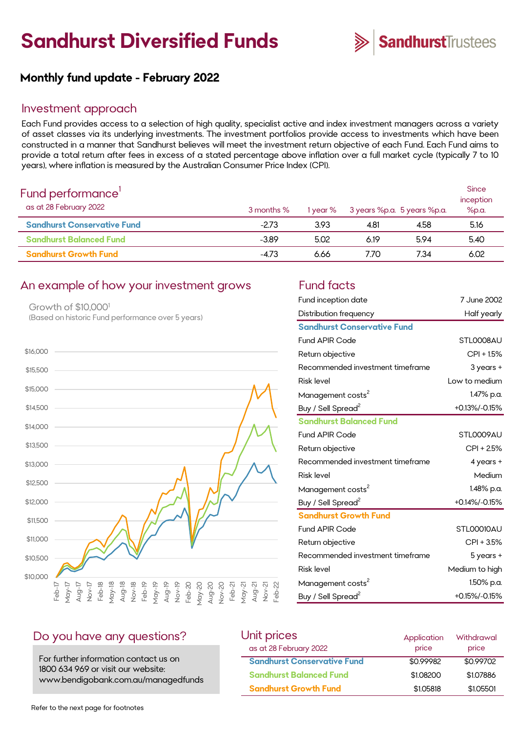# Sandhurst Diversified Funds

SandhurstTrustees

## Monthly fund update - February 2022

## Investment approach

Each Fund provides access to a selection of high quality, specialist active and index investment managers across a variety of asset classes via its underlying investments. The investment portfolios provide access to investments which have been constructed in a manner that Sandhurst believes will meet the investment return objective of each Fund. Each Fund aims to provide a total return after fees in excess of a stated percentage above inflation over a full market cycle (typically 7 to 10 years), where inflation is measured by the Australian Consumer Price Index (CPI).

## Fund performance[1]

as at 28 February 2022

| | 3 months % | 1 year % | 3 years %p.a. | 5 years %p.a. | Since inception %p.a. |
|---|---|---|---|---|---|
| Sandhurst Conservative Fund | -2.73 | 3.93 | 4.81 | 4.58 | 5.16 |
| Sandhurst Balanced Fund | -3.89 | 5.02 | 6.19 | 5.94 | 5.40 |
| Sandhurst Growth Fund | -4.73 | 6.66 | 7.70 | 7.34 | 6.02 |

## An example of how your investment grows

Growth of $10,000[1]

(Based on historic Fund performance over 5 years)

## Fund facts

| | |
|---|---|
| Fund inception date | 7 June 2002 |
| Distribution frequency | Half yearly |
| **Sandhurst Conservative Fund** | |
| Fund APIR Code | STL0008AU |
| Return objective | CPI + 1.5% |
| Recommended investment timeframe | 3 years + |
| Risk level | Low to medium |
| Management costs[2] | 1.47% p.a. |
| Buy / Sell Spread[2] | +0.13%/-0.15% |
| **Sandhurst Balanced Fund** | |
| Fund APIR Code | STL0009AU |
| Return objective | CPI + 2.5% |
| Recommended investment timeframe | 4 years + |
| Risk level | Medium |
| Management costs[2] | 1.48% p.a. |
| Buy / Sell Spread[2] | +0.14%/-0.15% |
| **Sandhurst Growth Fund** | |
| Fund APIR Code | STL00010AU |
| Return objective | CPI + 3.5% |
| Recommended investment timeframe | 5 years + |
| Risk level | Medium to high |
| Management costs[2] | 1.50% p.a. |
| Buy / Sell Spread[2] | +0.15%/-0.15% |

## Do you have any questions?

For further information contact us on 1800 634 969 or visit our website: www.bendigobank.com.au/managedfunds

## Unit prices

as at 28 February 2022

| | Application price | Withdrawal price |
|---|---|---|
| Sandhurst Conservative Fund | $0.99982 | $0.99702 |
| Sandhurst Balanced Fund | $1.08200 | $1.07886 |
| Sandhurst Growth Fund | $1.05818 | $1.05501 |

Refer to the next page for footnotes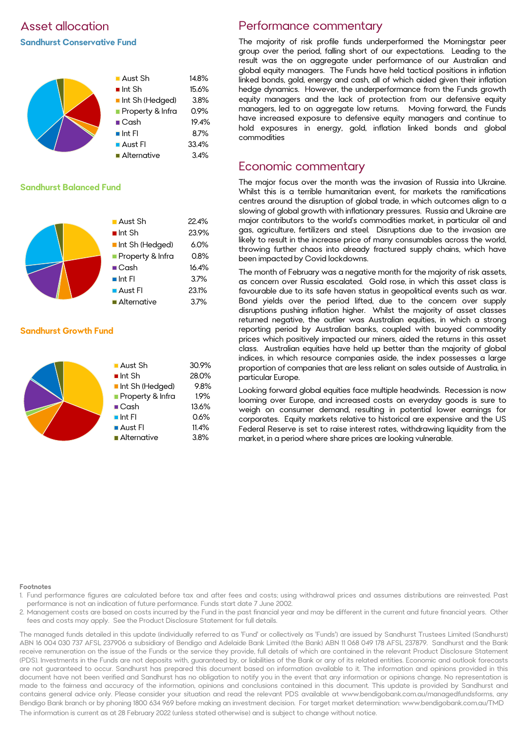## Asset allocation

### Sandhurst Conservative Fund

Aust Sh 14.8%
Int Sh 15.6%
Int Sh (Hedged) 3.8%
Property & Infra 0.9%
Cash 19.4%
Int FI 8.7%
Aust FI 33.4%
Alternative 3.4%

### Sandhurst Balanced Fund

Aust Sh 22.4%
Int Sh 23.9%
Int Sh (Hedged) 6.0%
Property & Infra 0.8%
Cash 16.4%
Int FI 3.7%
Aust FI 23.1%
Alternative 3.7%

### Sandhurst Growth Fund

Aust Sh 30.9%
Int Sh 28.0%
Int Sh (Hedged) 9.8%
Property & Infra 1.9%
Cash 13.6%
Int FI 0.6%
Aust FI 11.4%
Alternative 3.8%

## Performance commentary

The majority of risk profile funds underperformed the Morningstar peer group over the period, falling short of our expectations. Leading to the result was the on aggregate under performance of our Australian and global equity managers. The Funds have tactical positions in inflation linked bonds, gold, energy and cash, all of which aided given their inflation hedge dynamics. However, the underperformance from the Funds growth equity managers and the lack of protection from our defensive equity managers, led to on aggregate low returns. Moving forward, the Funds have increased exposure to defensive equity managers and continue to hold exposures in energy, gold, inflation linked bonds and global commodities

## Economic commentary

The major focus over the month was the invasion of Russia into Ukraine. Whilst this is a terrible humanitarian event, for markets the ramifications centres around the disruption of global trade, in which outcomes align to a slowing of global growth with inflationary pressures. Russia and Ukraine are major contributors to the world's commodities market, in particular oil and gas, agriculture, fertilizers and steel. Disruptions due to the invasion are likely to result in the increase price of many consumables across the world, throwing further chaos into already fractured supply chains, which have been impacted by Covid lockdowns.

The month of February was a negative month for the majority of risk assets, as concern over Russia escalated. Gold rose, in which this asset class is favourable due to its safe haven status in geopolitical events such as war. Bond yields over the period lifted, due to the concern over supply disruptions pushing inflation higher. Whilst the majority of asset classes returned negative, the outlier was Australian equities, in which a strong reporting period by Australian banks, coupled with buoyed commodity prices which positively impacted our miners, aided the returns in this asset class. Australian equities have held up better than the majority of global indices, in which resource companies aside, the index possesses a large proportion of companies that are less reliant on sales outside of Australia, in particular Europe.

Looking forward global equities face multiple headwinds. Recession is now looming over Europe, and increased costs on everyday goods is sure to weigh on consumer demand, resulting in potential lower earnings for corporates. Equity markets relative to historical are expensive and the US Federal Reserve is set to raise interest rates, withdrawing liquidity from the market, in a period where share prices are looking vulnerable.

**Footnotes**

1. Fund performance figures are calculated before tax and after fees and costs; using withdrawal prices and assumes distributions are reinvested. Past performance is not an indication of future performance. Funds start date 7 June 2002.
2. Management costs are based on costs incurred by the Fund in the past financial year and may be different in the current and future financial years. Other fees and costs may apply. See the Product Disclosure Statement for full details.

The managed funds detailed in this update (individually referred to as 'Fund' or collectively as 'Funds') are issued by Sandhurst Trustees Limited (Sandhurst) ABN 16 004 030 737 AFSL 237906 a subsidiary of Bendigo and Adelaide Bank Limited (the Bank) ABN 11 068 049 178 AFSL 237879. Sandhurst and the Bank receive remuneration on the issue of the Funds or the service they provide, full details of which are contained in the relevant Product Disclosure Statement (PDS). Investments in the Funds are not deposits with, guaranteed by, or liabilities of the Bank or any of its related entities. Economic and outlook forecasts are not guaranteed to occur. Sandhurst has prepared this document based on information available to it. The information and opinions provided in this document have not been verified and Sandhurst has no obligation to notify you in the event that any information or opinions change. No representation is made to the fairness and accuracy of the information, opinions and conclusions contained in this document. This update is provided by Sandhurst and contains general advice only. Please consider your situation and read the relevant PDS available at www.bendigobank.com.au/managedfundsforms, any Bendigo Bank branch or by phoning 1800 634 969 before making an investment decision. For target market determination: www.bendigobank.com.au/TMD

The information is current as at 28 February 2022 (unless stated otherwise) and is subject to change without notice.